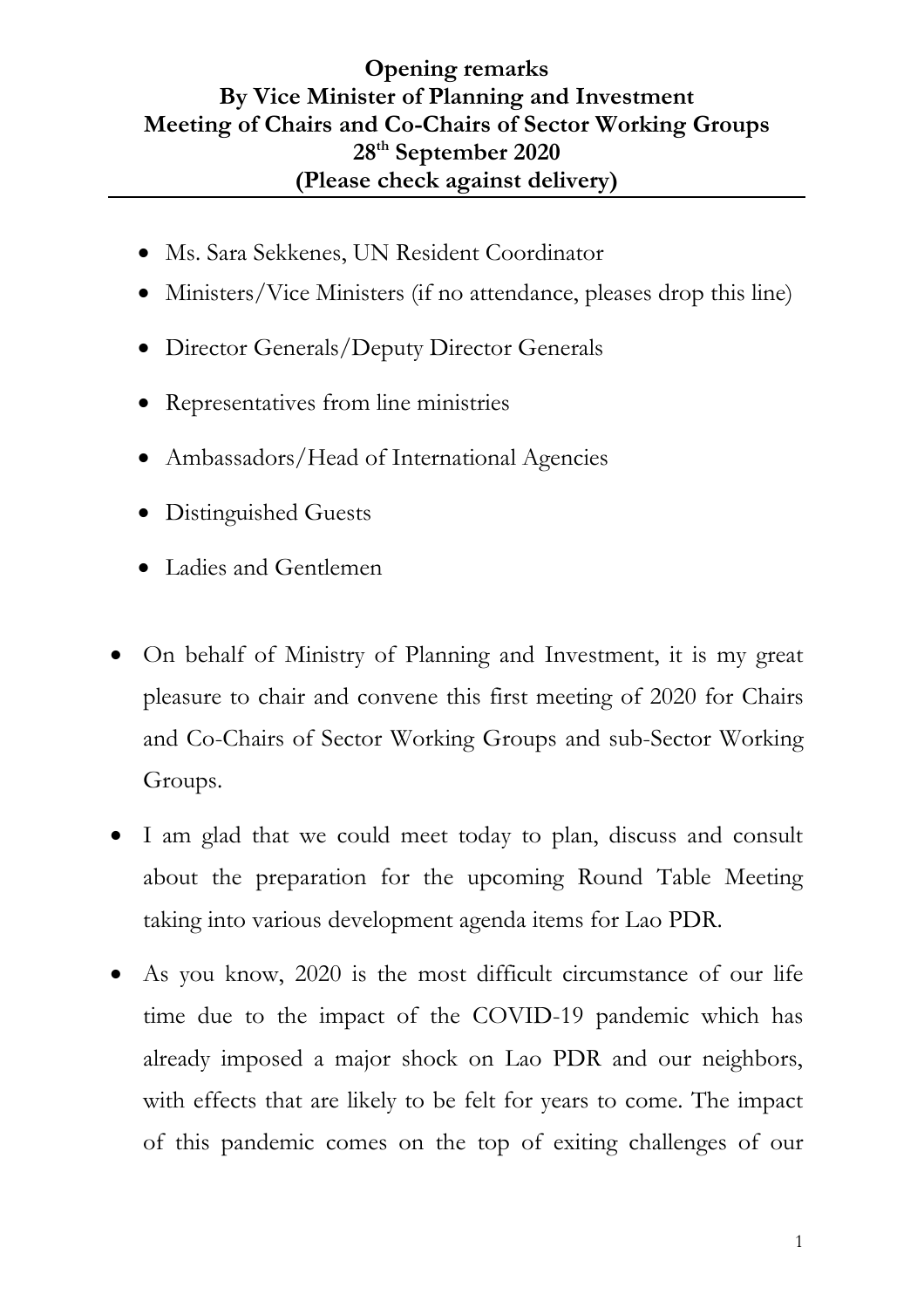**Opening remarks**
**By Vice Minister of Planning and Investment**
**Meeting of Chairs and Co-Chairs of Sector Working Groups**
**28th September 2020**
**(Please check against delivery)**

- Ms. Sara Sekkenes, UN Resident Coordinator
- Ministers/Vice Ministers (if no attendance, pleases drop this line)
- Director Generals/Deputy Director Generals
- Representatives from line ministries
- Ambassadors/Head of International Agencies
- Distinguished Guests
- Ladies and Gentlemen

- On behalf of Ministry of Planning and Investment, it is my great pleasure to chair and convene this first meeting of 2020 for Chairs and Co-Chairs of Sector Working Groups and sub-Sector Working Groups.
- I am glad that we could meet today to plan, discuss and consult about the preparation for the upcoming Round Table Meeting taking into various development agenda items for Lao PDR.
- As you know, 2020 is the most difficult circumstance of our life time due to the impact of the COVID-19 pandemic which has already imposed a major shock on Lao PDR and our neighbors, with effects that are likely to be felt for years to come. The impact of this pandemic comes on the top of exiting challenges of our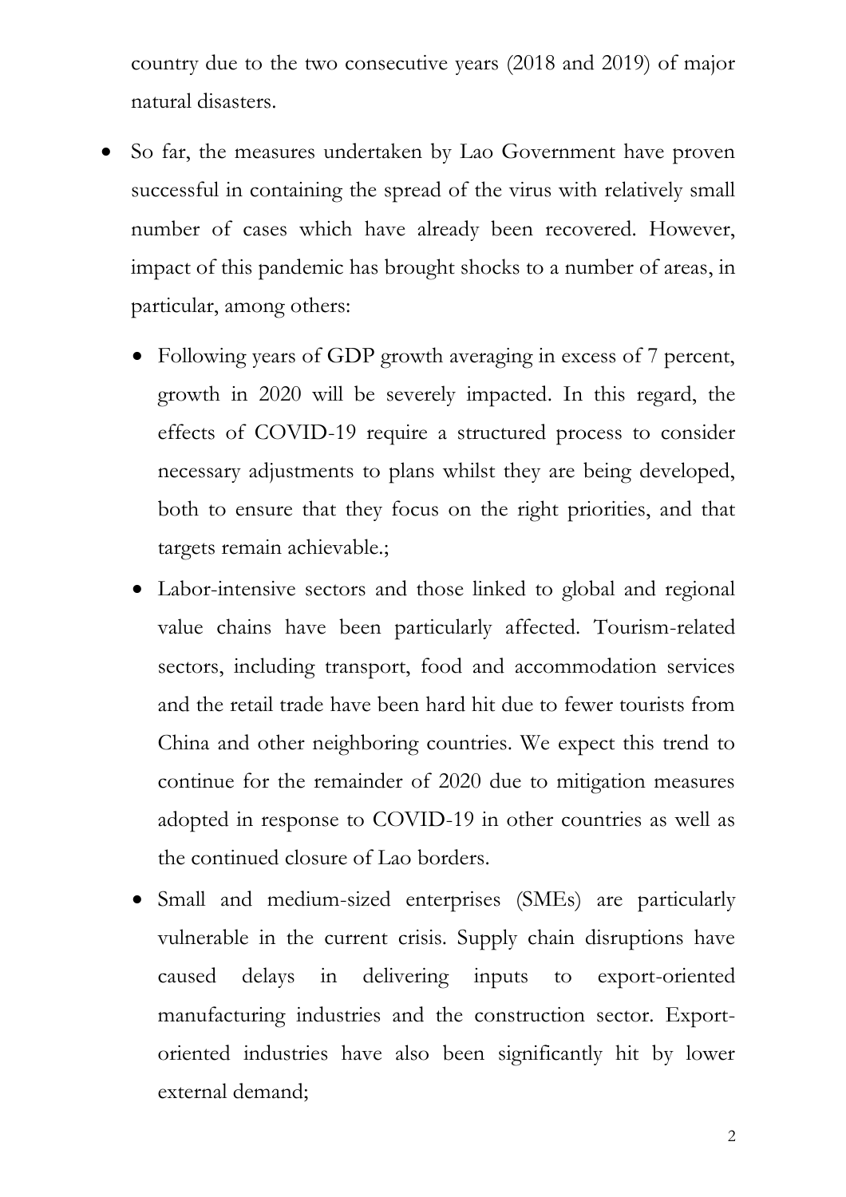country due to the two consecutive years (2018 and 2019) of major natural disasters.

- So far, the measures undertaken by Lao Government have proven successful in containing the spread of the virus with relatively small number of cases which have already been recovered. However, impact of this pandemic has brought shocks to a number of areas, in particular, among others:
    - Following years of GDP growth averaging in excess of 7 percent, growth in 2020 will be severely impacted. In this regard, the effects of COVID-19 require a structured process to consider necessary adjustments to plans whilst they are being developed, both to ensure that they focus on the right priorities, and that targets remain achievable.;
    - Labor-intensive sectors and those linked to global and regional value chains have been particularly affected. Tourism-related sectors, including transport, food and accommodation services and the retail trade have been hard hit due to fewer tourists from China and other neighboring countries. We expect this trend to continue for the remainder of 2020 due to mitigation measures adopted in response to COVID-19 in other countries as well as the continued closure of Lao borders.
    - Small and medium-sized enterprises (SMEs) are particularly vulnerable in the current crisis. Supply chain disruptions have caused delays in delivering inputs to export-oriented manufacturing industries and the construction sector. Export-oriented industries have also been significantly hit by lower external demand;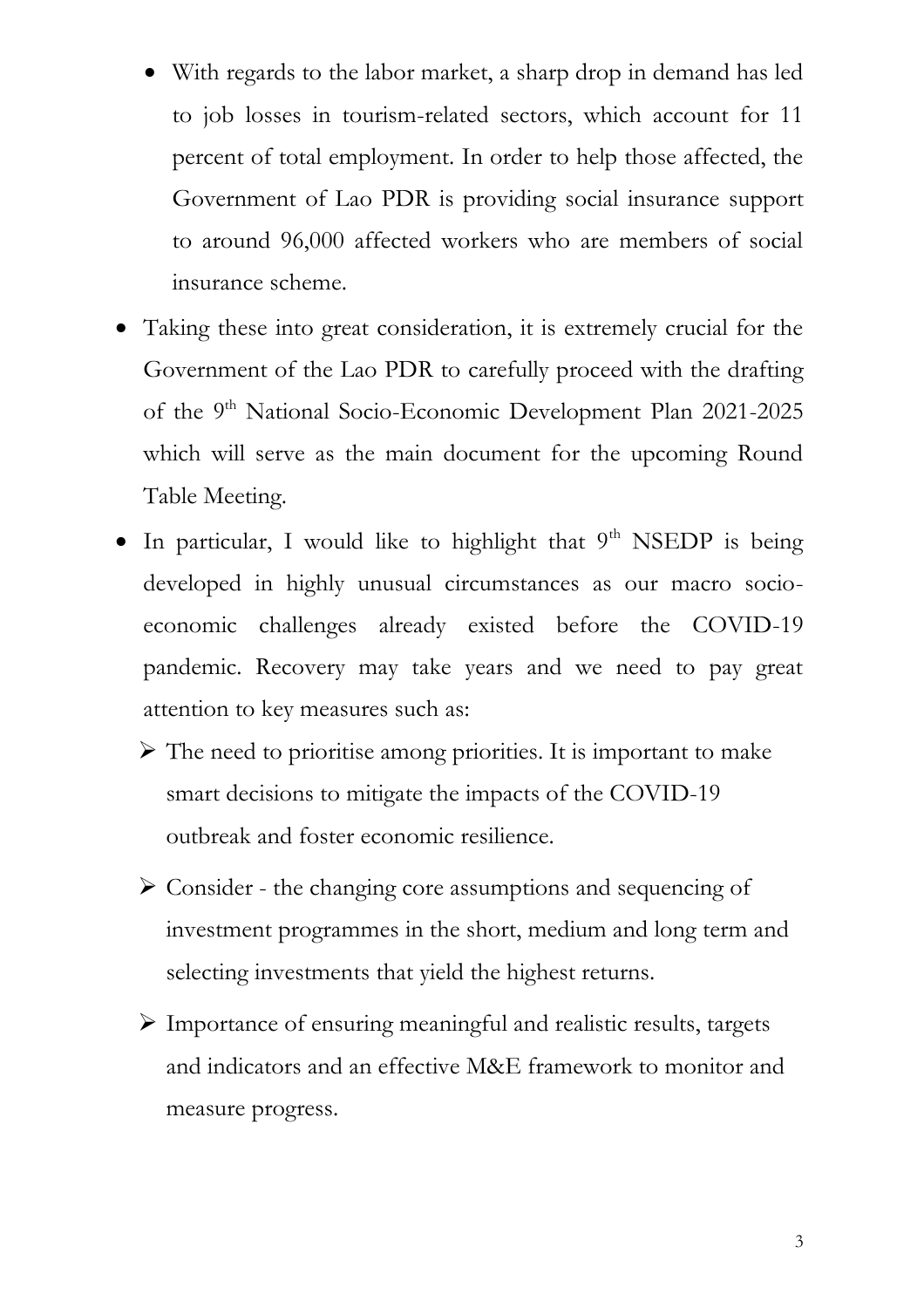- With regards to the labor market, a sharp drop in demand has led to job losses in tourism-related sectors, which account for 11 percent of total employment. In order to help those affected, the Government of Lao PDR is providing social insurance support to around 96,000 affected workers who are members of social insurance scheme.

- Taking these into great consideration, it is extremely crucial for the Government of the Lao PDR to carefully proceed with the drafting of the 9th National Socio-Economic Development Plan 2021-2025 which will serve as the main document for the upcoming Round Table Meeting.
- In particular, I would like to highlight that 9th NSEDP is being developed in highly unusual circumstances as our macro socio-economic challenges already existed before the COVID-19 pandemic. Recovery may take years and we need to pay great attention to key measures such as:
  - The need to prioritise among priorities. It is important to make smart decisions to mitigate the impacts of the COVID-19 outbreak and foster economic resilience.
  - Consider - the changing core assumptions and sequencing of investment programmes in the short, medium and long term and selecting investments that yield the highest returns.
  - Importance of ensuring meaningful and realistic results, targets and indicators and an effective M&E framework to monitor and measure progress.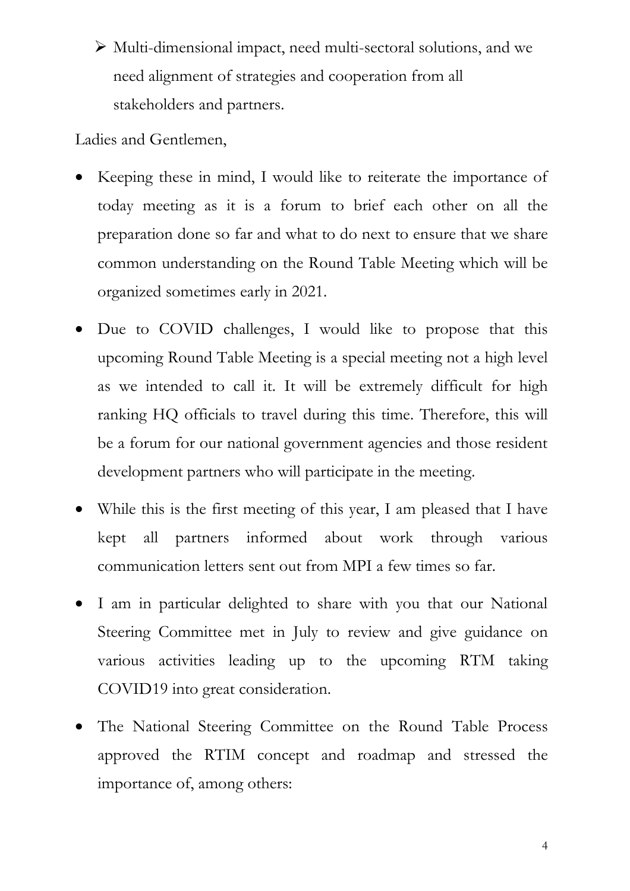- Multi-dimensional impact, need multi-sectoral solutions, and we need alignment of strategies and cooperation from all stakeholders and partners.

Ladies and Gentlemen,

- Keeping these in mind, I would like to reiterate the importance of today meeting as it is a forum to brief each other on all the preparation done so far and what to do next to ensure that we share common understanding on the Round Table Meeting which will be organized sometimes early in 2021.
- Due to COVID challenges, I would like to propose that this upcoming Round Table Meeting is a special meeting not a high level as we intended to call it. It will be extremely difficult for high ranking HQ officials to travel during this time. Therefore, this will be a forum for our national government agencies and those resident development partners who will participate in the meeting.
- While this is the first meeting of this year, I am pleased that I have kept all partners informed about work through various communication letters sent out from MPI a few times so far.
- I am in particular delighted to share with you that our National Steering Committee met in July to review and give guidance on various activities leading up to the upcoming RTM taking COVID19 into great consideration.
- The National Steering Committee on the Round Table Process approved the RTIM concept and roadmap and stressed the importance of, among others: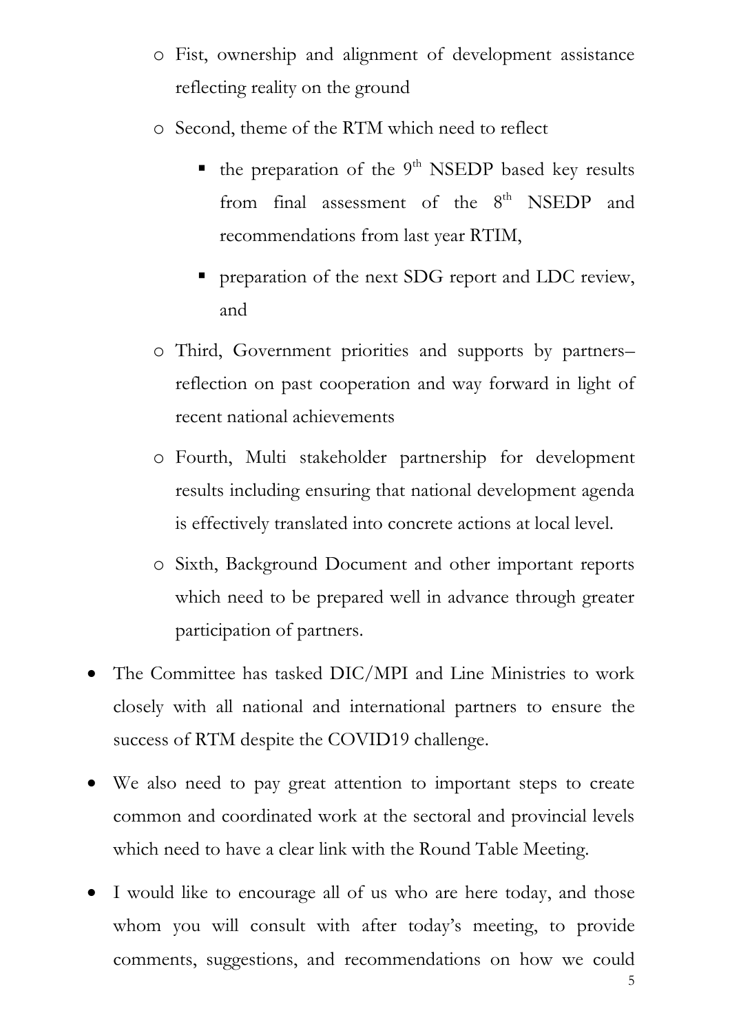- Fist, ownership and alignment of development assistance reflecting reality on the ground
  - Second, theme of the RTM which need to reflect
    - the preparation of the 9th NSEDP based key results from final assessment of the 8th NSEDP and recommendations from last year RTIM,
    - preparation of the next SDG report and LDC review, and
  - Third, Government priorities and supports by partners– reflection on past cooperation and way forward in light of recent national achievements
  - Fourth, Multi stakeholder partnership for development results including ensuring that national development agenda is effectively translated into concrete actions at local level.
  - Sixth, Background Document and other important reports which need to be prepared well in advance through greater participation of partners.

- The Committee has tasked DIC/MPI and Line Ministries to work closely with all national and international partners to ensure the success of RTM despite the COVID19 challenge.

- We also need to pay great attention to important steps to create common and coordinated work at the sectoral and provincial levels which need to have a clear link with the Round Table Meeting.

- I would like to encourage all of us who are here today, and those whom you will consult with after today's meeting, to provide comments, suggestions, and recommendations on how we could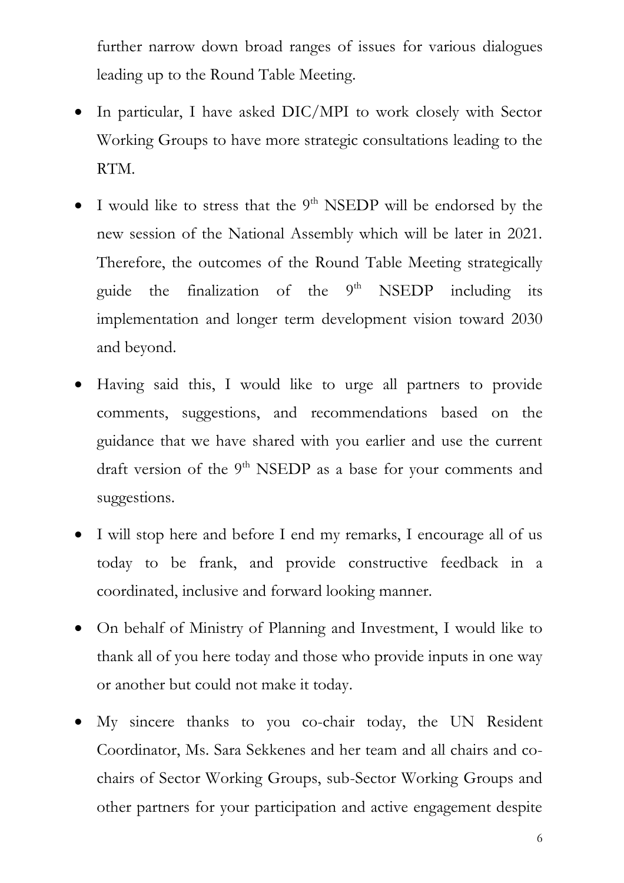further narrow down broad ranges of issues for various dialogues leading up to the Round Table Meeting.

- In particular, I have asked DIC/MPI to work closely with Sector Working Groups to have more strategic consultations leading to the RTM.
- I would like to stress that the 9th NSEDP will be endorsed by the new session of the National Assembly which will be later in 2021. Therefore, the outcomes of the Round Table Meeting strategically guide the finalization of the 9th NSEDP including its implementation and longer term development vision toward 2030 and beyond.
- Having said this, I would like to urge all partners to provide comments, suggestions, and recommendations based on the guidance that we have shared with you earlier and use the current draft version of the 9th NSEDP as a base for your comments and suggestions.
- I will stop here and before I end my remarks, I encourage all of us today to be frank, and provide constructive feedback in a coordinated, inclusive and forward looking manner.
- On behalf of Ministry of Planning and Investment, I would like to thank all of you here today and those who provide inputs in one way or another but could not make it today.
- My sincere thanks to you co-chair today, the UN Resident Coordinator, Ms. Sara Sekkenes and her team and all chairs and co-chairs of Sector Working Groups, sub-Sector Working Groups and other partners for your participation and active engagement despite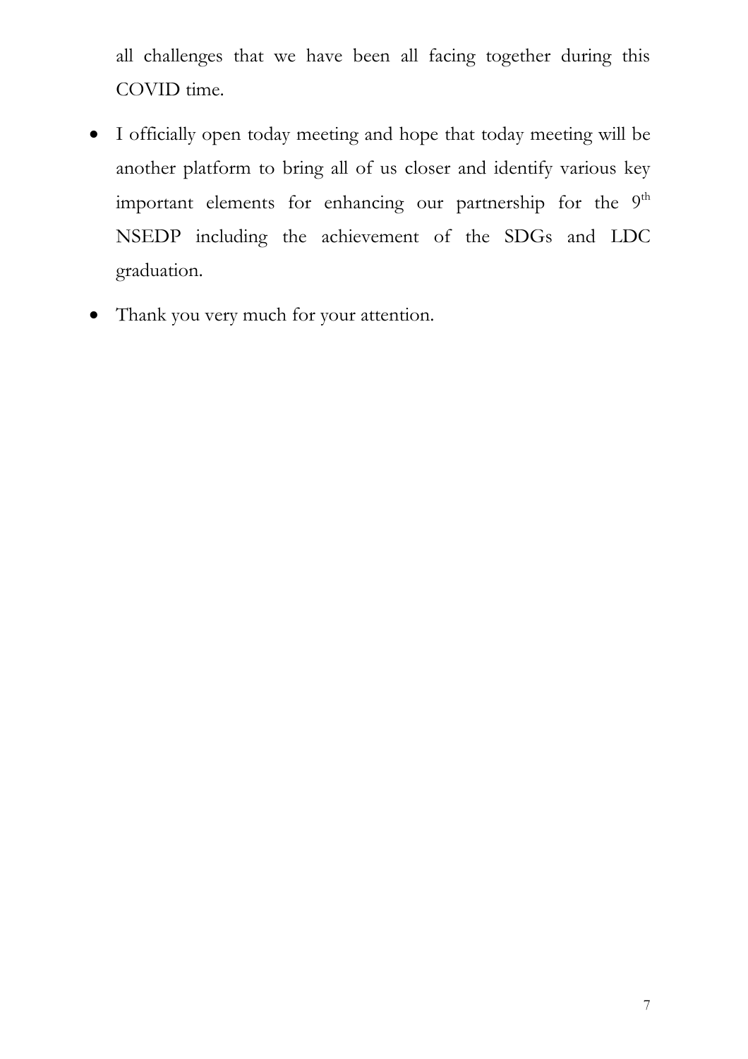all challenges that we have been all facing together during this COVID time.

- I officially open today meeting and hope that today meeting will be another platform to bring all of us closer and identify various key important elements for enhancing our partnership for the 9th NSEDP including the achievement of the SDGs and LDC graduation.
- Thank you very much for your attention.